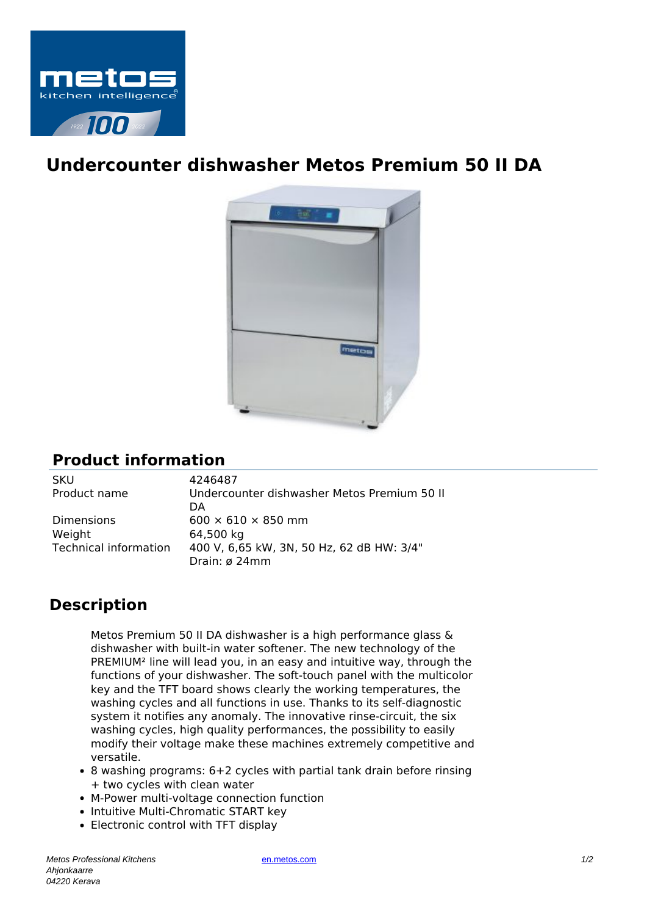# Undercounter dishwasher Metos Premium 50 II DA

## Product information

| | |
|---|---|
| SKU | 4246487 |
| Product name | Undercounter dishwasher Metos Premium 50 II DA |
| Dimensions | 600 × 610 × 850 mm |
| Weight | 64,500 kg |
| Technical information | 400 V, 6,65 kW, 3N, 50 Hz, 62 dB HW: 3/4" Drain: ø 24mm |

## Description

Metos Premium 50 II DA dishwasher is a high performance glass & dishwasher with built-in water softener. The new technology of the PREMIUM² line will lead you, in an easy and intuitive way, through the functions of your dishwasher. The soft-touch panel with the multicolor key and the TFT board shows clearly the working temperatures, the washing cycles and all functions in use. Thanks to its self-diagnostic system it notifies any anomaly. The innovative rinse-circuit, the six washing cycles, high quality performances, the possibility to easily modify their voltage make these machines extremely competitive and versatile.

- 8 washing programs: 6+2 cycles with partial tank drain before rinsing + two cycles with clean water
- M-Power multi-voltage connection function
- Intuitive Multi-Chromatic START key
- Electronic control with TFT display

*Metos Professional Kitchens*
*Ahjonkaarre*
*04220 Kerava*

en.metos.com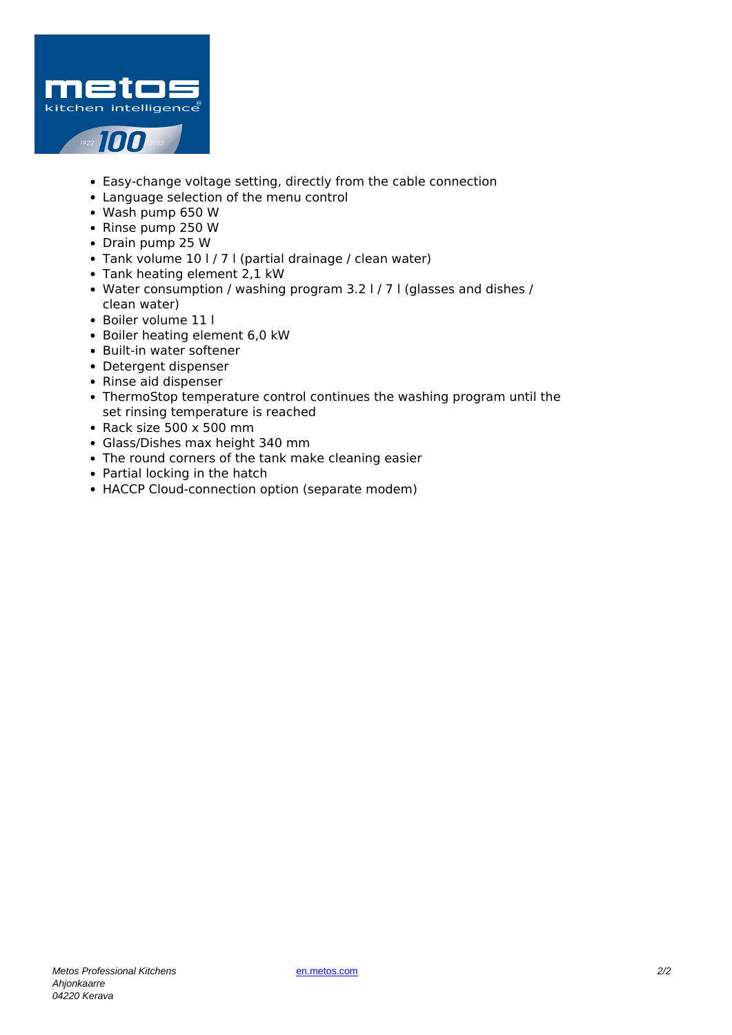- Easy-change voltage setting, directly from the cable connection
- Language selection of the menu control
- Wash pump 650 W
- Rinse pump 250 W
- Drain pump 25 W
- Tank volume 10 l / 7 l (partial drainage / clean water)
- Tank heating element 2,1 kW
- Water consumption / washing program 3.2 l / 7 l (glasses and dishes / clean water)
- Boiler volume 11 l
- Boiler heating element 6,0 kW
- Built-in water softener
- Detergent dispenser
- Rinse aid dispenser
- ThermoStop temperature control continues the washing program until the set rinsing temperature is reached
- Rack size 500 x 500 mm
- Glass/Dishes max height 340 mm
- The round corners of the tank make cleaning easier
- Partial locking in the hatch
- HACCP Cloud-connection option (separate modem)